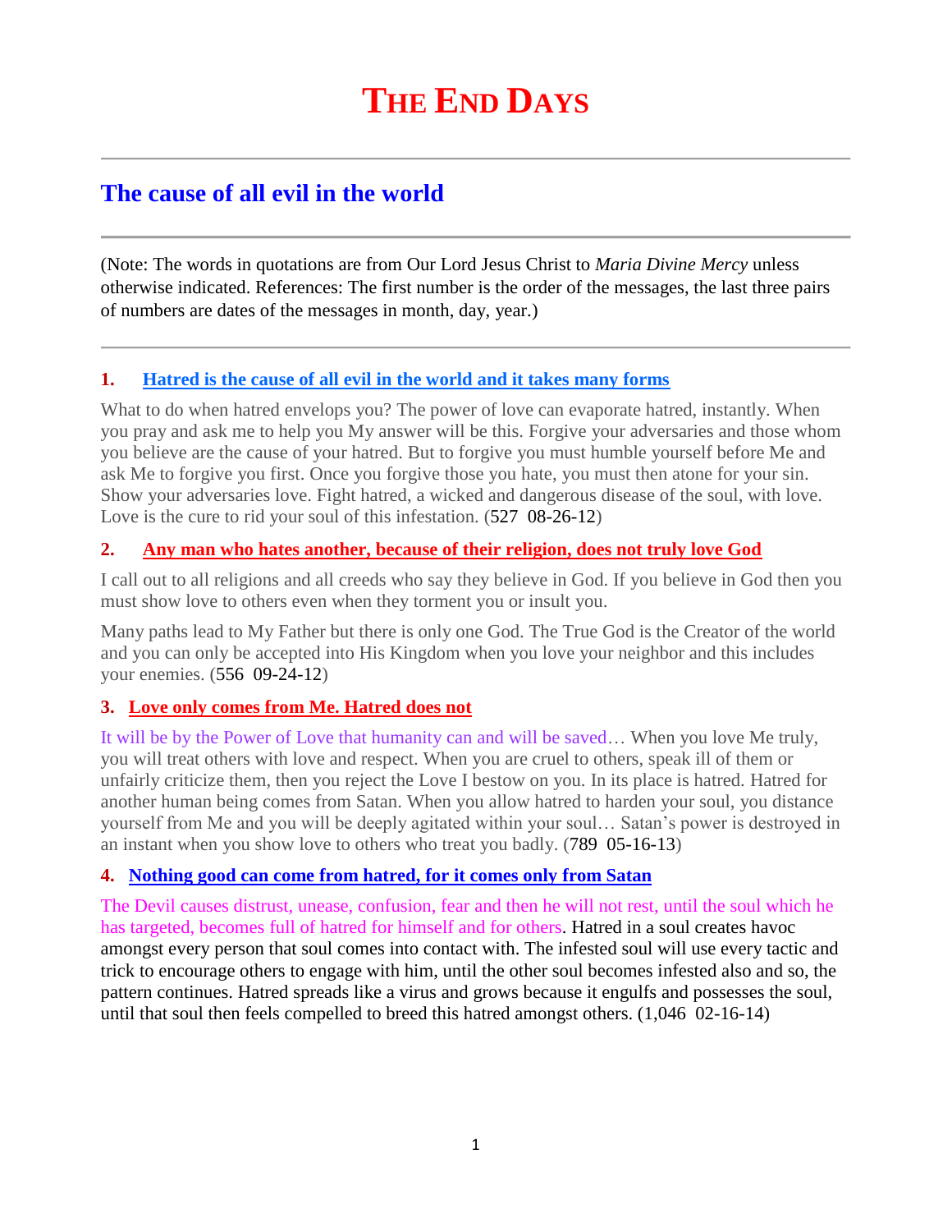# The End Days

## The cause of all evil in the world

(Note: The words in quotations are from Our Lord Jesus Christ to *Maria Divine Mercy* unless otherwise indicated. References: The first number is the order of the messages, the last three pairs of numbers are dates of the messages in month, day, year.)

### 1. Hatred is the cause of all evil in the world and it takes many forms

What to do when hatred envelops you? The power of love can evaporate hatred, instantly. When you pray and ask me to help you My answer will be this. Forgive your adversaries and those whom you believe are the cause of your hatred. But to forgive you must humble yourself before Me and ask Me to forgive you first. Once you forgive those you hate, you must then atone for your sin. Show your adversaries love. Fight hatred, a wicked and dangerous disease of the soul, with love. Love is the cure to rid your soul of this infestation. (527 08-26-12)

### 2. Any man who hates another, because of their religion, does not truly love God

I call out to all religions and all creeds who say they believe in God. If you believe in God then you must show love to others even when they torment you or insult you.

Many paths lead to My Father but there is only one God. The True God is the Creator of the world and you can only be accepted into His Kingdom when you love your neighbor and this includes your enemies. (556 09-24-12)

### 3. Love only comes from Me. Hatred does not

It will be by the Power of Love that humanity can and will be saved… When you love Me truly, you will treat others with love and respect. When you are cruel to others, speak ill of them or unfairly criticize them, then you reject the Love I bestow on you. In its place is hatred. Hatred for another human being comes from Satan. When you allow hatred to harden your soul, you distance yourself from Me and you will be deeply agitated within your soul… Satan's power is destroyed in an instant when you show love to others who treat you badly. (789 05-16-13)

### 4. Nothing good can come from hatred, for it comes only from Satan

The Devil causes distrust, unease, confusion, fear and then he will not rest, until the soul which he has targeted, becomes full of hatred for himself and for others. Hatred in a soul creates havoc amongst every person that soul comes into contact with. The infested soul will use every tactic and trick to encourage others to engage with him, until the other soul becomes infested also and so, the pattern continues. Hatred spreads like a virus and grows because it engulfs and possesses the soul, until that soul then feels compelled to breed this hatred amongst others. (1,046 02-16-14)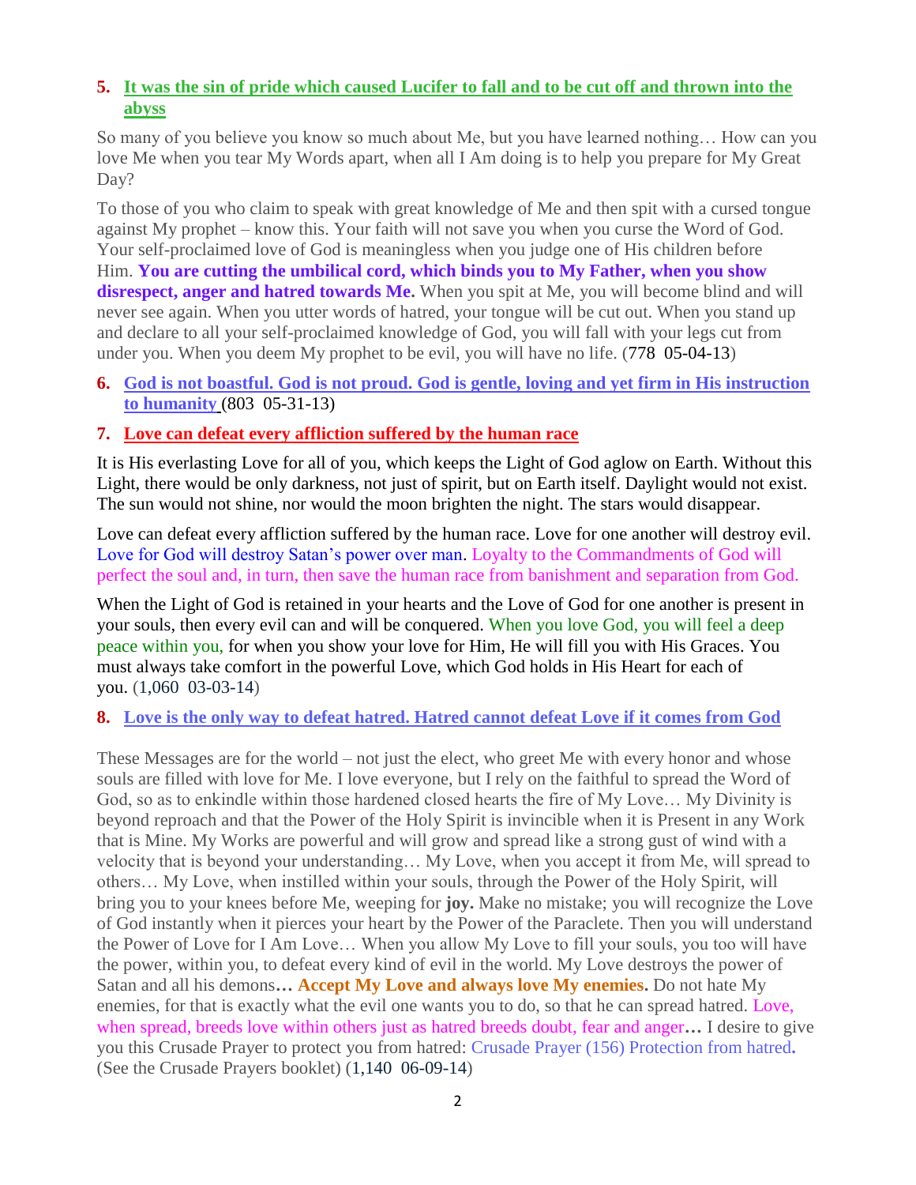5. **It was the sin of pride which caused Lucifer to fall and to be cut off and thrown into the abyss**

So many of you believe you know so much about Me, but you have learned nothing… How can you love Me when you tear My Words apart, when all I Am doing is to help you prepare for My Great Day?

To those of you who claim to speak with great knowledge of Me and then spit with a cursed tongue against My prophet – know this. Your faith will not save you when you curse the Word of God. Your self-proclaimed love of God is meaningless when you judge one of His children before Him. **You are cutting the umbilical cord, which binds you to My Father, when you show disrespect, anger and hatred towards Me.** When you spit at Me, you will become blind and will never see again. When you utter words of hatred, your tongue will be cut out. When you stand up and declare to all your self-proclaimed knowledge of God, you will fall with your legs cut from under you. When you deem My prophet to be evil, you will have no life. (778 05-04-13)

6. **God is not boastful. God is not proud. God is gentle, loving and yet firm in His instruction to humanity** (803 05-31-13)

7. **Love can defeat every affliction suffered by the human race**

It is His everlasting Love for all of you, which keeps the Light of God aglow on Earth. Without this Light, there would be only darkness, not just of spirit, but on Earth itself. Daylight would not exist. The sun would not shine, nor would the moon brighten the night. The stars would disappear.

Love can defeat every affliction suffered by the human race. Love for one another will destroy evil. Love for God will destroy Satan's power over man. Loyalty to the Commandments of God will perfect the soul and, in turn, then save the human race from banishment and separation from God.

When the Light of God is retained in your hearts and the Love of God for one another is present in your souls, then every evil can and will be conquered. When you love God, you will feel a deep peace within you, for when you show your love for Him, He will fill you with His Graces. You must always take comfort in the powerful Love, which God holds in His Heart for each of you. (1,060 03-03-14)

8. **Love is the only way to defeat hatred. Hatred cannot defeat Love if it comes from God**

These Messages are for the world – not just the elect, who greet Me with every honor and whose souls are filled with love for Me. I love everyone, but I rely on the faithful to spread the Word of God, so as to enkindle within those hardened closed hearts the fire of My Love… My Divinity is beyond reproach and that the Power of the Holy Spirit is invincible when it is Present in any Work that is Mine. My Works are powerful and will grow and spread like a strong gust of wind with a velocity that is beyond your understanding… My Love, when you accept it from Me, will spread to others… My Love, when instilled within your souls, through the Power of the Holy Spirit, will bring you to your knees before Me, weeping for **joy.** Make no mistake; you will recognize the Love of God instantly when it pierces your heart by the Power of the Paraclete. Then you will understand the Power of Love for I Am Love… When you allow My Love to fill your souls, you too will have the power, within you, to defeat every kind of evil in the world. My Love destroys the power of Satan and all his demons**… Accept My Love and always love My enemies.** Do not hate My enemies, for that is exactly what the evil one wants you to do, so that he can spread hatred. Love, when spread, breeds love within others just as hatred breeds doubt, fear and anger**…** I desire to give you this Crusade Prayer to protect you from hatred: Crusade Prayer (156) Protection from hatred**.** (See the Crusade Prayers booklet) (1,140 06-09-14)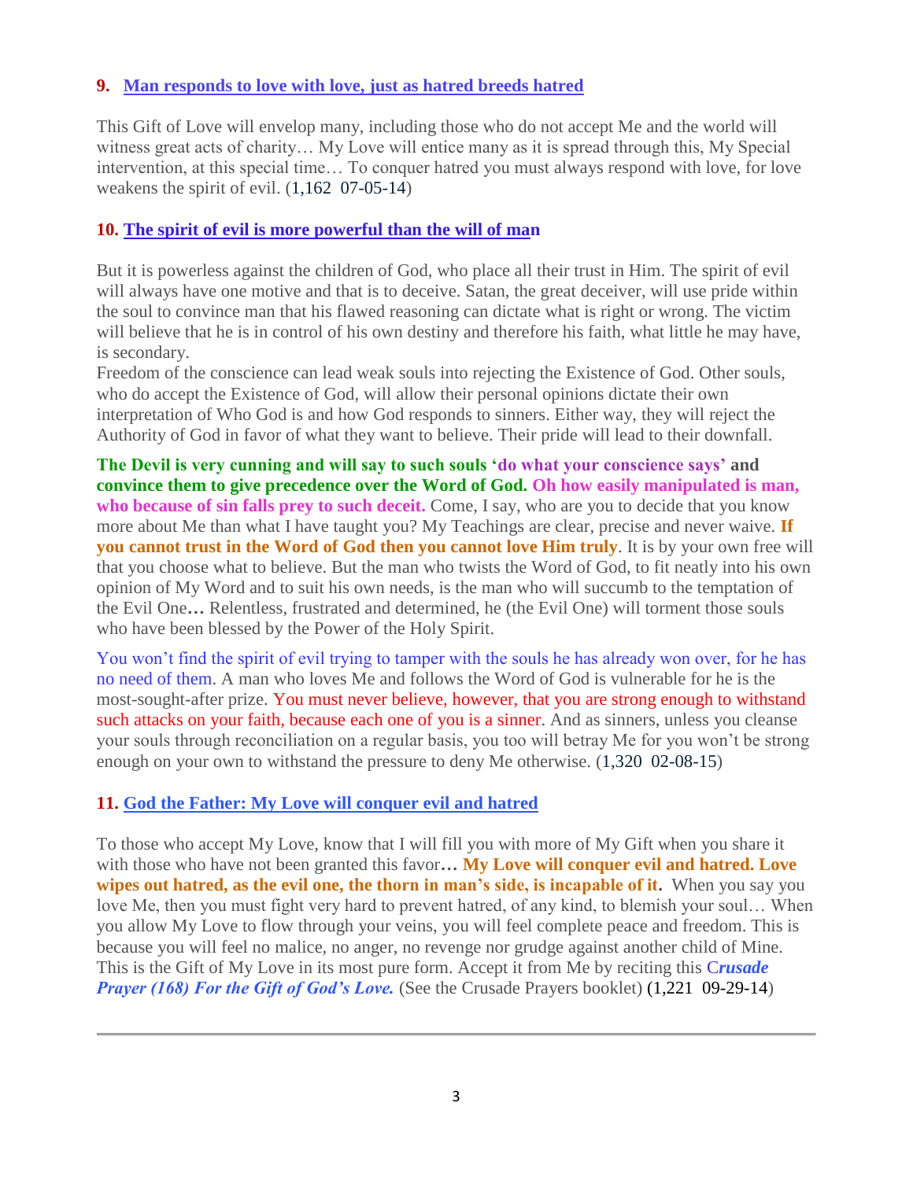**9. Man responds to love with love, just as hatred breeds hatred**

This Gift of Love will envelop many, including those who do not accept Me and the world will witness great acts of charity… My Love will entice many as it is spread through this, My Special intervention, at this special time… To conquer hatred you must always respond with love, for love weakens the spirit of evil. (1,162 07-05-14)

**10. The spirit of evil is more powerful than the will of man**

But it is powerless against the children of God, who place all their trust in Him. The spirit of evil will always have one motive and that is to deceive. Satan, the great deceiver, will use pride within the soul to convince man that his flawed reasoning can dictate what is right or wrong. The victim will believe that he is in control of his own destiny and therefore his faith, what little he may have, is secondary.
Freedom of the conscience can lead weak souls into rejecting the Existence of God. Other souls, who do accept the Existence of God, will allow their personal opinions dictate their own interpretation of Who God is and how God responds to sinners. Either way, they will reject the Authority of God in favor of what they want to believe. Their pride will lead to their downfall.

**The Devil is very cunning and will say to such souls 'do what your conscience says' and convince them to give precedence over the Word of God. Oh how easily manipulated is man, who because of sin falls prey to such deceit.** Come, I say, who are you to decide that you know more about Me than what I have taught you? My Teachings are clear, precise and never waive. **If you cannot trust in the Word of God then you cannot love Him truly**. It is by your own free will that you choose what to believe. But the man who twists the Word of God, to fit neatly into his own opinion of My Word and to suit his own needs, is the man who will succumb to the temptation of the Evil One**…** Relentless, frustrated and determined, he (the Evil One) will torment those souls who have been blessed by the Power of the Holy Spirit.

You won't find the spirit of evil trying to tamper with the souls he has already won over, for he has no need of them. A man who loves Me and follows the Word of God is vulnerable for he is the most-sought-after prize. You must never believe, however, that you are strong enough to withstand such attacks on your faith, because each one of you is a sinner. And as sinners, unless you cleanse your souls through reconciliation on a regular basis, you too will betray Me for you won't be strong enough on your own to withstand the pressure to deny Me otherwise. (1,320 02-08-15)

**11. God the Father: My Love will conquer evil and hatred**

To those who accept My Love, know that I will fill you with more of My Gift when you share it with those who have not been granted this favor**… My Love will conquer evil and hatred. Love wipes out hatred, as the evil one, the thorn in man's side, is incapable of it.** When you say you love Me, then you must fight very hard to prevent hatred, of any kind, to blemish your soul… When you allow My Love to flow through your veins, you will feel complete peace and freedom. This is because you will feel no malice, no anger, no revenge nor grudge against another child of Mine. This is the Gift of My Love in its most pure form. Accept it from Me by reciting this C***rusade Prayer (168) For the Gift of God's Love.*** (See the Crusade Prayers booklet) (1,221 09-29-14)

---